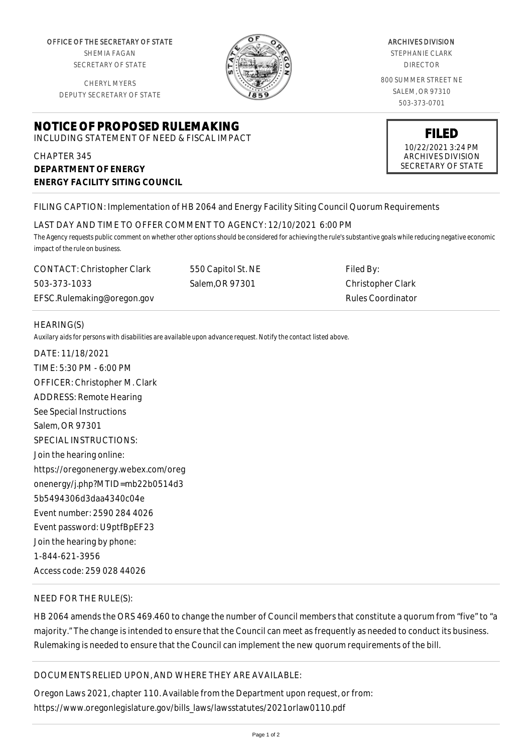OFFICE OF THE SECRETARY OF STATE
SHEMIA FAGAN
SECRETARY OF STATE

CHERYL MYERS
DEPUTY SECRETARY OF STATE

ARCHIVES DIVISION
STEPHANIE CLARK
DIRECTOR

800 SUMMER STREET NE
SALEM, OR 97310
503-373-0701

**FILED**
10/22/2021 3:24 PM
ARCHIVES DIVISION
SECRETARY OF STATE

# NOTICE OF PROPOSED RULEMAKING

INCLUDING STATEMENT OF NEED & FISCAL IMPACT

CHAPTER 345
**DEPARTMENT OF ENERGY**
**ENERGY FACILITY SITING COUNCIL**

FILING CAPTION: Implementation of HB 2064 and Energy Facility Siting Council Quorum Requirements

LAST DAY AND TIME TO OFFER COMMENT TO AGENCY: 12/10/2021 6:00 PM

*The Agency requests public comment on whether other options should be considered for achieving the rule's substantive goals while reducing negative economic impact of the rule on business.*

| CONTACT: Christopher Clark | 550 Capitol St. NE | Filed By: |
|---|---|---|
| 503-373-1033 | Salem,OR 97301 | Christopher Clark |
| EFSC.Rulemaking@oregon.gov | | Rules Coordinator |

HEARING(S)

*Auxilary aids for persons with disabilities are available upon advance request. Notify the contact listed above.*

DATE: 11/18/2021
TIME: 5:30 PM - 6:00 PM
OFFICER: Christopher M. Clark
ADDRESS: Remote Hearing
See Special Instructions
Salem, OR 97301
SPECIAL INSTRUCTIONS:
Join the hearing online:
https://oregonenergy.webex.com/oregonenergy/j.php?MTID=mb22b0514d35b5494306d3daa4340c04e
Event number: 2590 284 4026
Event password: U9ptfBpEF23
Join the hearing by phone:
1-844-621-3956
Access code: 259 028 44026

NEED FOR THE RULE(S):

HB 2064 amends the ORS 469.460 to change the number of Council members that constitute a quorum from "five" to "a majority." The change is intended to ensure that the Council can meet as frequently as needed to conduct its business. Rulemaking is needed to ensure that the Council can implement the new quorum requirements of the bill.

DOCUMENTS RELIED UPON, AND WHERE THEY ARE AVAILABLE:

Oregon Laws 2021, chapter 110. Available from the Department upon request, or from:
https://www.oregonlegislature.gov/bills_laws/lawsstatutes/2021orlaw0110.pdf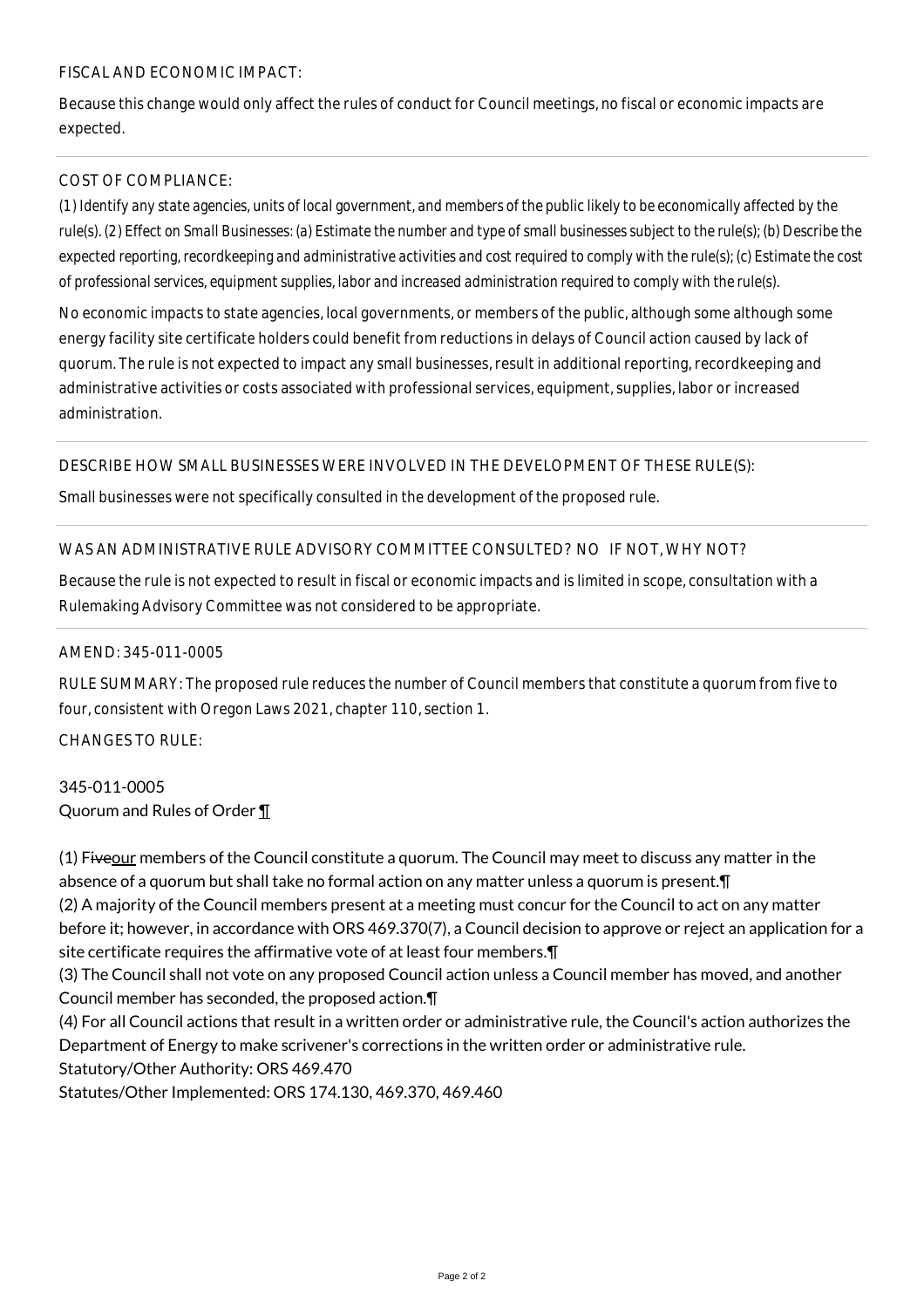FISCAL AND ECONOMIC IMPACT:

Because this change would only affect the rules of conduct for Council meetings, no fiscal or economic impacts are expected.

COST OF COMPLIANCE:

*(1) Identify any state agencies, units of local government, and members of the public likely to be economically affected by the rule(s). (2) Effect on Small Businesses: (a) Estimate the number and type of small businesses subject to the rule(s); (b) Describe the expected reporting, recordkeeping and administrative activities and cost required to comply with the rule(s); (c) Estimate the cost of professional services, equipment supplies, labor and increased administration required to comply with the rule(s).*

No economic impacts to state agencies, local governments, or members of the public, although some although some energy facility site certificate holders could benefit from reductions in delays of Council action caused by lack of quorum. The rule is not expected to impact any small businesses, result in additional reporting, recordkeeping and administrative activities or costs associated with professional services, equipment, supplies, labor or increased administration.

DESCRIBE HOW SMALL BUSINESSES WERE INVOLVED IN THE DEVELOPMENT OF THESE RULE(S):

Small businesses were not specifically consulted in the development of the proposed rule.

WAS AN ADMINISTRATIVE RULE ADVISORY COMMITTEE CONSULTED? NO IF NOT, WHY NOT?

Because the rule is not expected to result in fiscal or economic impacts and is limited in scope, consultation with a Rulemaking Advisory Committee was not considered to be appropriate.

AMEND: 345-011-0005

RULE SUMMARY: The proposed rule reduces the number of Council members that constitute a quorum from five to four, consistent with Oregon Laws 2021, chapter 110, section 1.

CHANGES TO RULE:

345-011-0005
Quorum and Rules of Order ¶

(1) ~~Five~~our members of the Council constitute a quorum. The Council may meet to discuss any matter in the absence of a quorum but shall take no formal action on any matter unless a quorum is present.¶
(2) A majority of the Council members present at a meeting must concur for the Council to act on any matter before it; however, in accordance with ORS 469.370(7), a Council decision to approve or reject an application for a site certificate requires the affirmative vote of at least four members.¶
(3) The Council shall not vote on any proposed Council action unless a Council member has moved, and another Council member has seconded, the proposed action.¶
(4) For all Council actions that result in a written order or administrative rule, the Council's action authorizes the Department of Energy to make scrivener's corrections in the written order or administrative rule.
Statutory/Other Authority: ORS 469.470
Statutes/Other Implemented: ORS 174.130, 469.370, 469.460